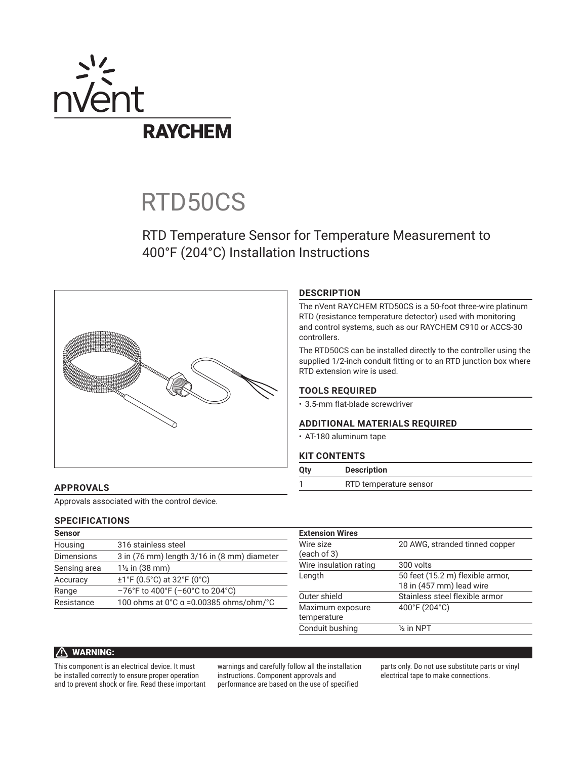nVent RAYCHEM

# RTD50CS

## RTD Temperature Sensor for Temperature Measurement to 400°F (204°C) Installation Instructions

### DESCRIPTION

The nVent RAYCHEM RTD50CS is a 50-foot three-wire platinum RTD (resistance temperature detector) used with monitoring and control systems, such as our RAYCHEM C910 or ACCS-30 controllers.

The RTD50CS can be installed directly to the controller using the supplied 1/2-inch conduit fitting or to an RTD junction box where RTD extension wire is used.

### TOOLS REQUIRED

- 3.5-mm flat-blade screwdriver

### ADDITIONAL MATERIALS REQUIRED

- AT-180 aluminum tape

### KIT CONTENTS

| Qty | Description |
|---|---|
| 1 | RTD temperature sensor |

### APPROVALS

Approvals associated with the control device.

### SPECIFICATIONS

| Sensor | |
|---|---|
| Housing | 316 stainless steel |
| Dimensions | 3 in (76 mm) length 3/16 in (8 mm) diameter |
| Sensing area | 1½ in (38 mm) |
| Accuracy | ±1°F (0.5°C) at 32°F (0°C) |
| Range | –76°F to 400°F (–60°C to 204°C) |
| Resistance | 100 ohms at 0°C α =0.00385 ohms/ohm/°C |

| Extension Wires | |
|---|---|
| Wire size (each of 3) | 20 AWG, stranded tinned copper |
| Wire insulation rating | 300 volts |
| Length | 50 feet (15.2 m) flexible armor, 18 in (457 mm) lead wire |
| Outer shield | Stainless steel flexible armor |
| Maximum exposure temperature | 400°F (204°C) |
| Conduit bushing | ½ in NPT |

**⚠ WARNING:**

This component is an electrical device. It must be installed correctly to ensure proper operation and to prevent shock or fire. Read these important warnings and carefully follow all the installation instructions. Component approvals and performance are based on the use of specified parts only. Do not use substitute parts or vinyl electrical tape to make connections.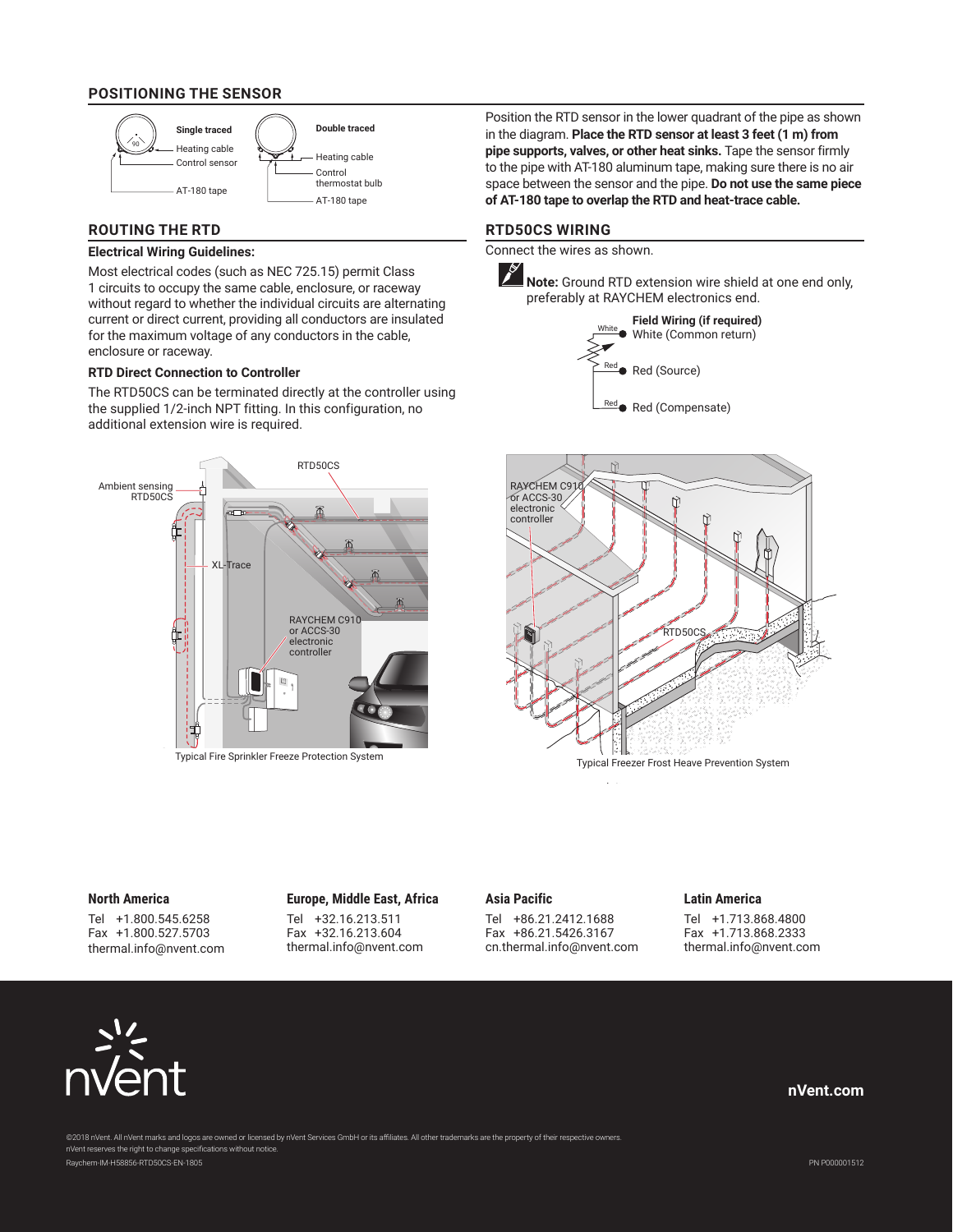## POSITIONING THE SENSOR

Single traced
Heating cable
Control sensor
AT-180 tape

Double traced
Heating cable
Control thermostat bulb
AT-180 tape

Position the RTD sensor in the lower quadrant of the pipe as shown in the diagram. **Place the RTD sensor at least 3 feet (1 m) from pipe supports, valves, or other heat sinks.** Tape the sensor firmly to the pipe with AT-180 aluminum tape, making sure there is no air space between the sensor and the pipe. **Do not use the same piece of AT-180 tape to overlap the RTD and heat-trace cable.**

## ROUTING THE RTD

### Electrical Wiring Guidelines:

Most electrical codes (such as NEC 725.15) permit Class 1 circuits to occupy the same cable, enclosure, or raceway without regard to whether the individual circuits are alternating current or direct current, providing all conductors are insulated for the maximum voltage of any conductors in the cable, enclosure or raceway.

### RTD Direct Connection to Controller

The RTD50CS can be terminated directly at the controller using the supplied 1/2-inch NPT fitting. In this configuration, no additional extension wire is required.

## RTD50CS WIRING

Connect the wires as shown.

**Note:** Ground RTD extension wire shield at one end only, preferably at RAYCHEM electronics end.

**Field Wiring (if required)**
White — White (Common return)
Red — Red (Source)
Red — Red (Compensate)

Ambient sensing RTD50CS
RTD50CS
XL-Trace
RAYCHEM C910 or ACCS-30 electronic controller

Typical Fire Sprinkler Freeze Protection System

RAYCHEM C910 or ACCS-30 electronic controller
RTD50CS

Typical Freezer Frost Heave Prevention System

**North America**
Tel +1.800.545.6258
Fax +1.800.527.5703
thermal.info@nvent.com

**Europe, Middle East, Africa**
Tel +32.16.213.511
Fax +32.16.213.604
thermal.info@nvent.com

**Asia Pacific**
Tel +86.21.2412.1688
Fax +86.21.5426.3167
cn.thermal.info@nvent.com

**Latin America**
Tel +1.713.868.4800
Fax +1.713.868.2333
thermal.info@nvent.com

nVent

**nVent.com**

©2018 nVent. All nVent marks and logos are owned or licensed by nVent Services GmbH or its affiliates. All other trademarks are the property of their respective owners.
nVent reserves the right to change specifications without notice.
Raychem-IM-H58856-RTD50CS-EN-1805

PN P000001512